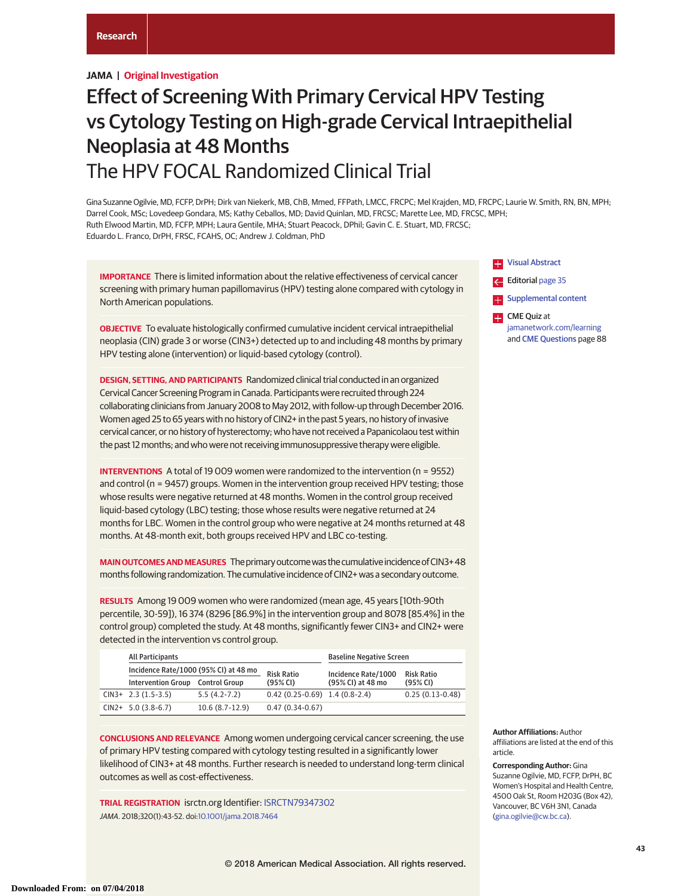JAMA | Original Investigation

# Effect of Screening With Primary Cervical HPV Testing vs Cytology Testing on High-grade Cervical Intraepithelial Neoplasia at 48 Months
## The HPV FOCAL Randomized Clinical Trial

Gina Suzanne Ogilvie, MD, FCFP, DrPH; Dirk van Niekerk, MB, ChB, Mmed, FFPath, LMCC, FRCPC; Mel Krajden, MD, FRCPC; Laurie W. Smith, RN, BN, MPH; Darrel Cook, MSc; Lovedeep Gondara, MS; Kathy Ceballos, MD; David Quinlan, MD, FRCSC; Marette Lee, MD, FRCSC, MPH; Ruth Elwood Martin, MD, FCFP, MPH; Laura Gentile, MHA; Stuart Peacock, DPhil; Gavin C. E. Stuart, MD, FRCSC; Eduardo L. Franco, DrPH, FRSC, FCAHS, OC; Andrew J. Coldman, PhD

**IMPORTANCE** There is limited information about the relative effectiveness of cervical cancer screening with primary human papillomavirus (HPV) testing alone compared with cytology in North American populations.

**OBJECTIVE** To evaluate histologically confirmed cumulative incident cervical intraepithelial neoplasia (CIN) grade 3 or worse (CIN3+) detected up to and including 48 months by primary HPV testing alone (intervention) or liquid-based cytology (control).

**DESIGN, SETTING, AND PARTICIPANTS** Randomized clinical trial conducted in an organized Cervical Cancer Screening Program in Canada. Participants were recruited through 224 collaborating clinicians from January 2008 to May 2012, with follow-up through December 2016. Women aged 25 to 65 years with no history of CIN2+ in the past 5 years, no history of invasive cervical cancer, or no history of hysterectomy; who have not received a Papanicolaou test within the past 12 months; and who were not receiving immunosuppressive therapy were eligible.

**INTERVENTIONS** A total of 19 009 women were randomized to the intervention (n = 9552) and control (n = 9457) groups. Women in the intervention group received HPV testing; those whose results were negative returned at 48 months. Women in the control group received liquid-based cytology (LBC) testing; those whose results were negative returned at 24 months for LBC. Women in the control group who were negative at 24 months returned at 48 months. At 48-month exit, both groups received HPV and LBC co-testing.

**MAIN OUTCOMES AND MEASURES** The primary outcome was the cumulative incidence of CIN3+ 48 months following randomization. The cumulative incidence of CIN2+ was a secondary outcome.

**RESULTS** Among 19 009 women who were randomized (mean age, 45 years [10th-90th percentile, 30-59]), 16 374 (8296 [86.9%] in the intervention group and 8078 [85.4%] in the control group) completed the study. At 48 months, significantly fewer CIN3+ and CIN2+ were detected in the intervention vs control group.

| | All Participants | | | Baseline Negative Screen | |
|---|---|---|---|---|---|
| | Incidence Rate/1000 (95% CI) at 48 mo | | Risk Ratio (95% CI) | Incidence Rate/1000 (95% CI) at 48 mo | Risk Ratio (95% CI) |
| | Intervention Group | Control Group | | | |
| CIN3+ | 2.3 (1.5-3.5) | 5.5 (4.2-7.2) | 0.42 (0.25-0.69) | 1.4 (0.8-2.4) | 0.25 (0.13-0.48) |
| CIN2+ | 5.0 (3.8-6.7) | 10.6 (8.7-12.9) | 0.47 (0.34-0.67) | | |

**CONCLUSIONS AND RELEVANCE** Among women undergoing cervical cancer screening, the use of primary HPV testing compared with cytology testing resulted in a significantly lower likelihood of CIN3+ at 48 months. Further research is needed to understand long-term clinical outcomes as well as cost-effectiveness.

**TRIAL REGISTRATION** isrctn.org Identifier: ISRCTN79347302

*JAMA*. 2018;320(1):43-52. doi:10.1001/jama.2018.7464

Visual Abstract

Editorial page 35

Supplemental content

CME Quiz at jamanetwork.com/learning and CME Questions page 88

**Author Affiliations:** Author affiliations are listed at the end of this article.

**Corresponding Author:** Gina Suzanne Ogilvie, MD, FCFP, DrPH, BC Women's Hospital and Health Centre, 4500 Oak St, Room H203G (Box 42), Vancouver, BC V6H 3N1, Canada (gina.ogilvie@cw.bc.ca).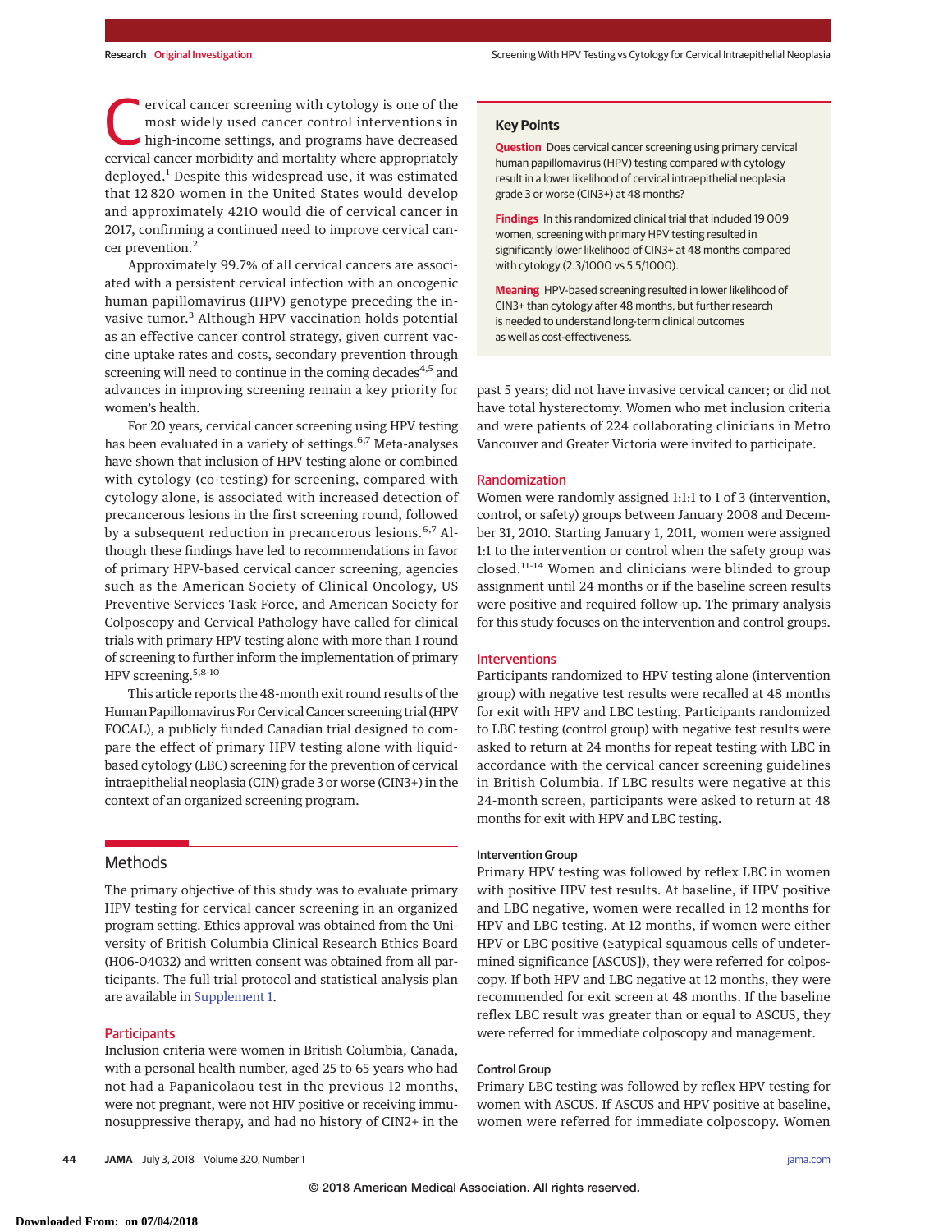Cervical cancer screening with cytology is one of the most widely used cancer control interventions in high-income settings, and programs have decreased cervical cancer morbidity and mortality where appropriately deployed.[1] Despite this widespread use, it was estimated that 12 820 women in the United States would develop and approximately 4210 would die of cervical cancer in 2017, confirming a continued need to improve cervical cancer prevention.[2]

Approximately 99.7% of all cervical cancers are associated with a persistent cervical infection with an oncogenic human papillomavirus (HPV) genotype preceding the invasive tumor.[3] Although HPV vaccination holds potential as an effective cancer control strategy, given current vaccine uptake rates and costs, secondary prevention through screening will need to continue in the coming decades[4,5] and advances in improving screening remain a key priority for women's health.

For 20 years, cervical cancer screening using HPV testing has been evaluated in a variety of settings.[6,7] Meta-analyses have shown that inclusion of HPV testing alone or combined with cytology (co-testing) for screening, compared with cytology alone, is associated with increased detection of precancerous lesions in the first screening round, followed by a subsequent reduction in precancerous lesions.[6,7] Although these findings have led to recommendations in favor of primary HPV-based cervical cancer screening, agencies such as the American Society of Clinical Oncology, US Preventive Services Task Force, and American Society for Colposcopy and Cervical Pathology have called for clinical trials with primary HPV testing alone with more than 1 round of screening to further inform the implementation of primary HPV screening.[5,8-10]

This article reports the 48-month exit round results of the Human Papillomavirus For Cervical Cancer screening trial (HPV FOCAL), a publicly funded Canadian trial designed to compare the effect of primary HPV testing alone with liquid-based cytology (LBC) screening for the prevention of cervical intraepithelial neoplasia (CIN) grade 3 or worse (CIN3+) in the context of an organized screening program.

> **Key Points**
>
> **Question** Does cervical cancer screening using primary cervical human papillomavirus (HPV) testing compared with cytology result in a lower likelihood of cervical intraepithelial neoplasia grade 3 or worse (CIN3+) at 48 months?
>
> **Findings** In this randomized clinical trial that included 19 009 women, screening with primary HPV testing resulted in significantly lower likelihood of CIN3+ at 48 months compared with cytology (2.3/1000 vs 5.5/1000).
>
> **Meaning** HPV-based screening resulted in lower likelihood of CIN3+ than cytology after 48 months, but further research is needed to understand long-term clinical outcomes as well as cost-effectiveness.

## Methods

The primary objective of this study was to evaluate primary HPV testing for cervical cancer screening in an organized program setting. Ethics approval was obtained from the University of British Columbia Clinical Research Ethics Board (H06-04032) and written consent was obtained from all participants. The full trial protocol and statistical analysis plan are available in Supplement 1.

### Participants

Inclusion criteria were women in British Columbia, Canada, with a personal health number, aged 25 to 65 years who had not had a Papanicolaou test in the previous 12 months, were not pregnant, were not HIV positive or receiving immunosuppressive therapy, and had no history of CIN2+ in the past 5 years; did not have invasive cervical cancer; or did not have total hysterectomy. Women who met inclusion criteria and were patients of 224 collaborating clinicians in Metro Vancouver and Greater Victoria were invited to participate.

### Randomization

Women were randomly assigned 1:1:1 to 1 of 3 (intervention, control, or safety) groups between January 2008 and December 31, 2010. Starting January 1, 2011, women were assigned 1:1 to the intervention or control when the safety group was closed.[11-14] Women and clinicians were blinded to group assignment until 24 months or if the baseline screen results were positive and required follow-up. The primary analysis for this study focuses on the intervention and control groups.

### Interventions

Participants randomized to HPV testing alone (intervention group) with negative test results were recalled at 48 months for exit with HPV and LBC testing. Participants randomized to LBC testing (control group) with negative test results were asked to return at 24 months for repeat testing with LBC in accordance with the cervical cancer screening guidelines in British Columbia. If LBC results were negative at this 24-month screen, participants were asked to return at 48 months for exit with HPV and LBC testing.

#### Intervention Group

Primary HPV testing was followed by reflex LBC in women with positive HPV test results. At baseline, if HPV positive and LBC negative, women were recalled in 12 months for HPV and LBC testing. At 12 months, if women were either HPV or LBC positive (≥atypical squamous cells of undetermined significance [ASCUS]), they were referred for colposcopy. If both HPV and LBC negative at 12 months, they were recommended for exit screen at 48 months. If the baseline reflex LBC result was greater than or equal to ASCUS, they were referred for immediate colposcopy and management.

#### Control Group

Primary LBC testing was followed by reflex HPV testing for women with ASCUS. If ASCUS and HPV positive at baseline, women were referred for immediate colposcopy. Women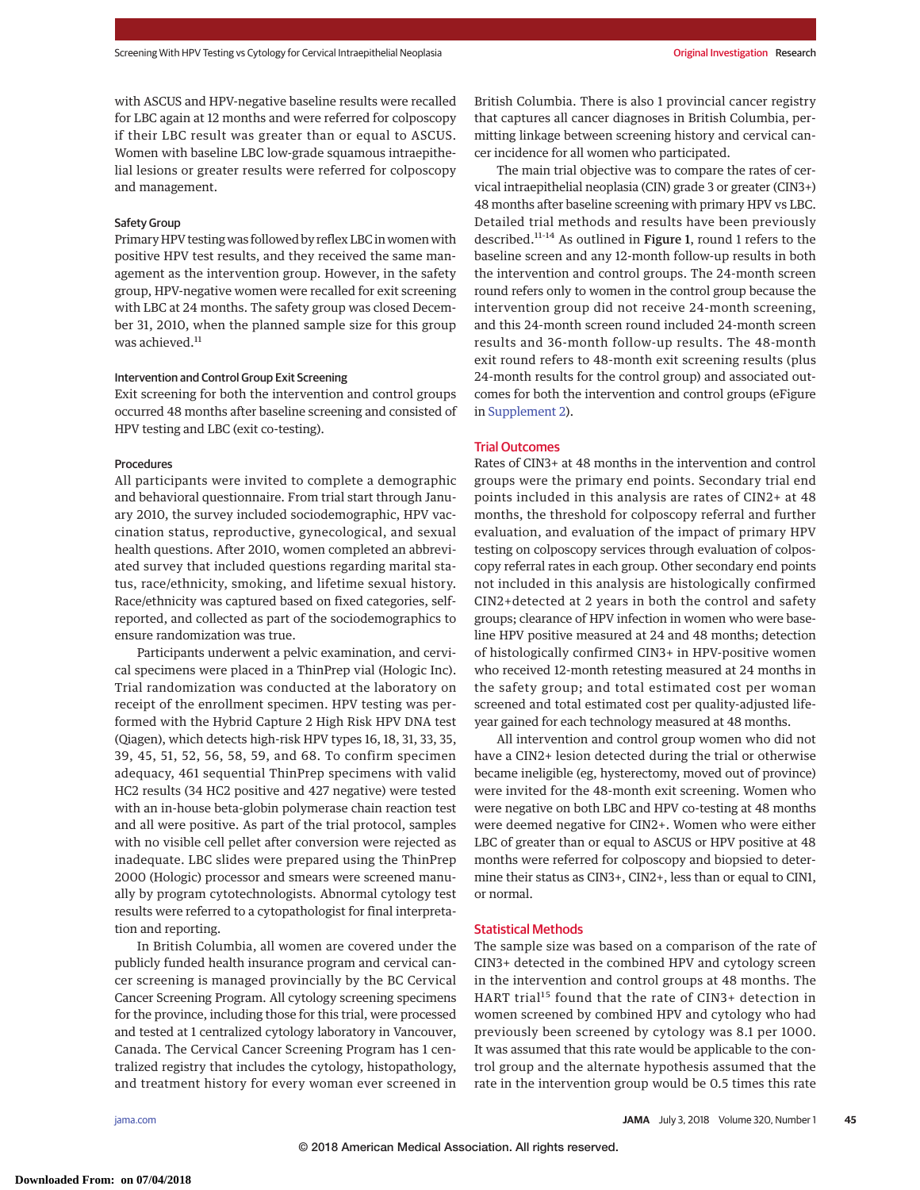with ASCUS and HPV-negative baseline results were recalled for LBC again at 12 months and were referred for colposcopy if their LBC result was greater than or equal to ASCUS. Women with baseline LBC low-grade squamous intraepithelial lesions or greater results were referred for colposcopy and management.

### Safety Group

Primary HPV testing was followed by reflex LBC in women with positive HPV test results, and they received the same management as the intervention group. However, in the safety group, HPV-negative women were recalled for exit screening with LBC at 24 months. The safety group was closed December 31, 2010, when the planned sample size for this group was achieved.[11]

### Intervention and Control Group Exit Screening

Exit screening for both the intervention and control groups occurred 48 months after baseline screening and consisted of HPV testing and LBC (exit co-testing).

### Procedures

All participants were invited to complete a demographic and behavioral questionnaire. From trial start through January 2010, the survey included sociodemographic, HPV vaccination status, reproductive, gynecological, and sexual health questions. After 2010, women completed an abbreviated survey that included questions regarding marital status, race/ethnicity, smoking, and lifetime sexual history. Race/ethnicity was captured based on fixed categories, self-reported, and collected as part of the sociodemographics to ensure randomization was true.

Participants underwent a pelvic examination, and cervical specimens were placed in a ThinPrep vial (Hologic Inc). Trial randomization was conducted at the laboratory on receipt of the enrollment specimen. HPV testing was performed with the Hybrid Capture 2 High Risk HPV DNA test (Qiagen), which detects high-risk HPV types 16, 18, 31, 33, 35, 39, 45, 51, 52, 56, 58, 59, and 68. To confirm specimen adequacy, 461 sequential ThinPrep specimens with valid HC2 results (34 HC2 positive and 427 negative) were tested with an in-house beta-globin polymerase chain reaction test and all were positive. As part of the trial protocol, samples with no visible cell pellet after conversion were rejected as inadequate. LBC slides were prepared using the ThinPrep 2000 (Hologic) processor and smears were screened manually by program cytotechnologists. Abnormal cytology test results were referred to a cytopathologist for final interpretation and reporting.

In British Columbia, all women are covered under the publicly funded health insurance program and cervical cancer screening is managed provincially by the BC Cervical Cancer Screening Program. All cytology screening specimens for the province, including those for this trial, were processed and tested at 1 centralized cytology laboratory in Vancouver, Canada. The Cervical Cancer Screening Program has 1 centralized registry that includes the cytology, histopathology, and treatment history for every woman ever screened in British Columbia. There is also 1 provincial cancer registry that captures all cancer diagnoses in British Columbia, permitting linkage between screening history and cervical cancer incidence for all women who participated.

The main trial objective was to compare the rates of cervical intraepithelial neoplasia (CIN) grade 3 or greater (CIN3+) 48 months after baseline screening with primary HPV vs LBC. Detailed trial methods and results have been previously described.[11-14] As outlined in **Figure 1**, round 1 refers to the baseline screen and any 12-month follow-up results in both the intervention and control groups. The 24-month screen round refers only to women in the control group because the intervention group did not receive 24-month screening, and this 24-month screen round included 24-month screen results and 36-month follow-up results. The 48-month exit round refers to 48-month exit screening results (plus 24-month results for the control group) and associated outcomes for both the intervention and control groups (eFigure in Supplement 2).

## Trial Outcomes

Rates of CIN3+ at 48 months in the intervention and control groups were the primary end points. Secondary trial end points included in this analysis are rates of CIN2+ at 48 months, the threshold for colposcopy referral and further evaluation, and evaluation of the impact of primary HPV testing on colposcopy services through evaluation of colposcopy referral rates in each group. Other secondary end points not included in this analysis are histologically confirmed CIN2+detected at 2 years in both the control and safety groups; clearance of HPV infection in women who were baseline HPV positive measured at 24 and 48 months; detection of histologically confirmed CIN3+ in HPV-positive women who received 12-month retesting measured at 24 months in the safety group; and total estimated cost per woman screened and total estimated cost per quality-adjusted life-year gained for each technology measured at 48 months.

All intervention and control group women who did not have a CIN2+ lesion detected during the trial or otherwise became ineligible (eg, hysterectomy, moved out of province) were invited for the 48-month exit screening. Women who were negative on both LBC and HPV co-testing at 48 months were deemed negative for CIN2+. Women who were either LBC of greater than or equal to ASCUS or HPV positive at 48 months were referred for colposcopy and biopsied to determine their status as CIN3+, CIN2+, less than or equal to CIN1, or normal.

## Statistical Methods

The sample size was based on a comparison of the rate of CIN3+ detected in the combined HPV and cytology screen in the intervention and control groups at 48 months. The HART trial[15] found that the rate of CIN3+ detection in women screened by combined HPV and cytology who had previously been screened by cytology was 8.1 per 1000. It was assumed that this rate would be applicable to the control group and the alternate hypothesis assumed that the rate in the intervention group would be 0.5 times this rate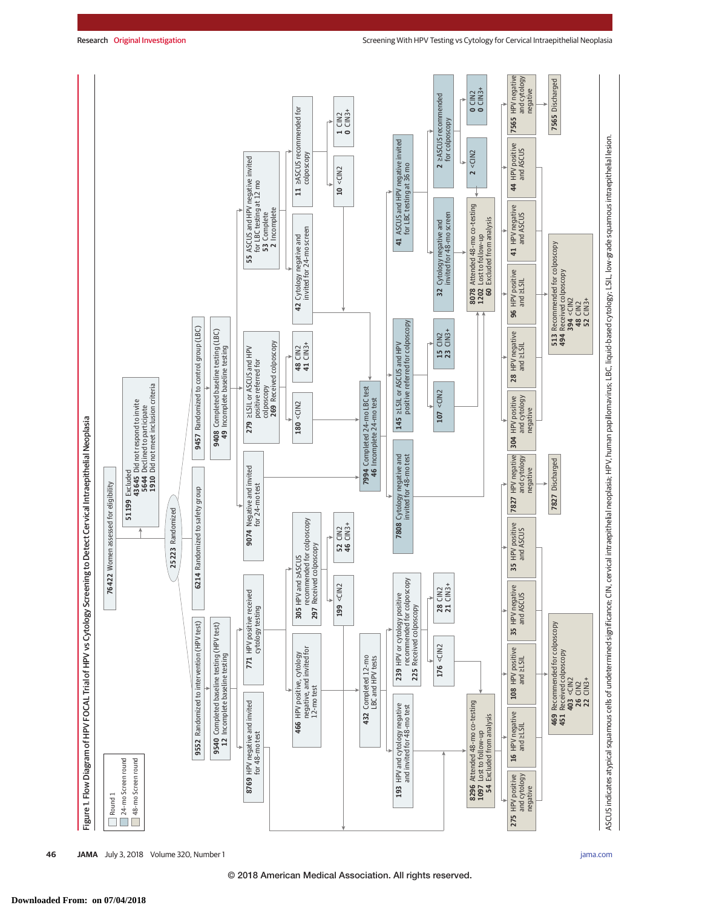Figure 1. Flow Diagram of HPV FOCAL Trial of HPV vs Cytology Screening to Detect Cervical Intraepithelial Neoplasia

Legend: Round 1; 24-mo Screen round; 48-mo Screen round

**76422** Women assessed for eligibility

**51199** Excluded
- **43645** Did not respond to invite
- **5644** Declined to participate
- **1910** Did not meet inclusion criteria

**25223** Randomized

**9552** Randomized to intervention (HPV test)
- **9540** Completed baseline testing (HPV test)
- **12** Incomplete baseline testing

**6214** Randomized to safety group

**9457** Randomized to control group (LBC)
- **9408** Completed baseline testing (LBC)
- **49** Incomplete baseline testing

**Intervention arm**

**8769** HPV negative and invited for 48-mo test

**771** HPV positive received cytology testing

**466** HPV positive, cytology negative, and invited for 12-mo test

**305** HPV and ≥ASCUS recommended for colposcopy
- **297** Received colposcopy
- **199** <CIN2
- **52** CIN2
- **46** CIN3+

**432** Completed 12-mo LBC and HPV tests

**193** HPV and cytology negative and invited for 48-mo test

**239** HPV or cytology positive recommended for colposcopy
- **225** Received colposcopy
- **176** <CIN2
- **28** CIN2
- **21** CIN3+

**8296** Attended 48-mo co-testing
- **1097** Lost to follow-up
- **54** Excluded from analysis

- **275** HPV positive and cytology negative
- **16** HPV negative and ≥LSIL
- **108** HPV positive and ≥LSIL
- **35** HPV negative and ASCUS
- **35** HPV positive and ASCUS
- **7827** HPV negative and cytology negative

**469** Recommended for colposcopy
- **451** Received colposcopy
- **403** <CIN2
- **26** CIN2
- **22** CIN3+

**7827** Discharged

**Control arm**

**9074** Negative and invited for 24-mo test

**279** ≥LSIL or ASCUS and HPV positive referred for colposcopy
- **269** Received colposcopy
- **180** <CIN2
- **48** CIN2
- **41** CIN3+

**55** ASCUS and HPV negative invited for LBC testing at 12 mo
- **53** Complete
- **2** Incomplete

**42** Cytology negative and invited for 24-mo screen

**11** ≥ASCUS recommended for colposcopy
- **10** <CIN2
- **1** CIN2
- **0** CIN3+

**7994** Completed 24-mo LBC test
- **46** Incomplete 24-mo test

**7808** Cytology negative and invited for 48-mo test

**145** ≥LSIL or ASCUS and HPV positive referred for colposcopy
- **107** <CIN2
- **15** CIN2
- **23** CIN3+

**41** ASCUS and HPV negative invited for LBC testing at 36 mo

**32** Cytology negative and invited for 48-mo screen

**2** ≥ASCUS recommended for colposcopy
- **2** <CIN2
- **0** CIN2
- **0** CIN3+

**8078** Attended 48-mo co-testing
- **1202** Lost to follow-up
- **60** Excluded from analysis

- **304** HPV positive and cytology negative
- **28** HPV negative and ≥LSIL
- **96** HPV positive and ≥LSIL
- **41** HPV negative and ASCUS
- **44** HPV positive and ASCUS
- **7565** HPV negative and cytology negative

**513** Recommended for colposcopy
- **494** Received colposcopy
- **394** <CIN2
- **48** CIN2
- **52** CIN3+

**7565** Discharged

ASCUS indicates atypical squamous cells of undetermined significance; CIN, cervical intraepithelial neoplasia; HPV, human papillomavirus; LBC, liquid-based cytology; LSIL, low-grade squamous intraepithelial lesion.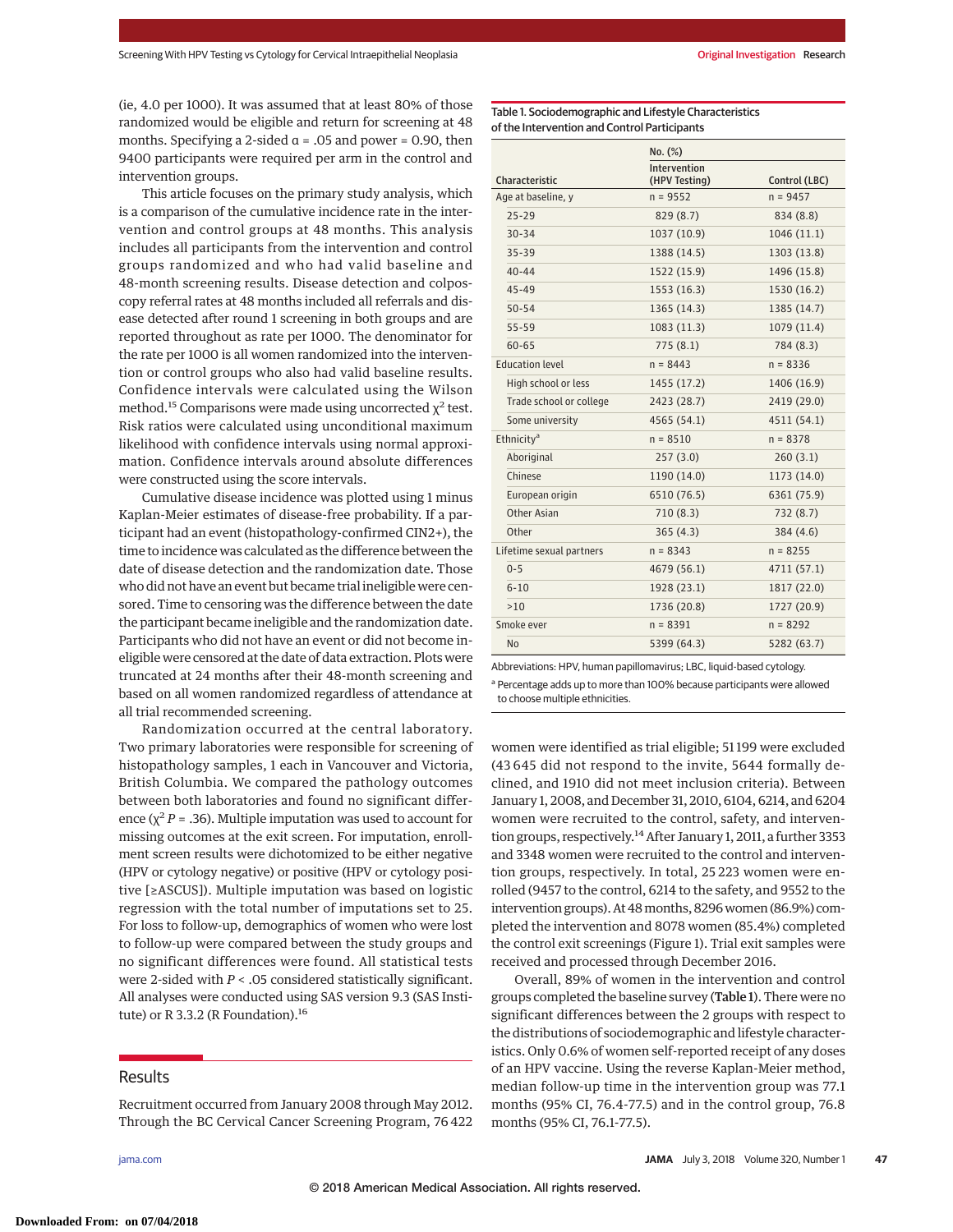(ie, 4.0 per 1000). It was assumed that at least 80% of those randomized would be eligible and return for screening at 48 months. Specifying a 2-sided α = .05 and power = 0.90, then 9400 participants were required per arm in the control and intervention groups.

This article focuses on the primary study analysis, which is a comparison of the cumulative incidence rate in the intervention and control groups at 48 months. This analysis includes all participants from the intervention and control groups randomized and who had valid baseline and 48-month screening results. Disease detection and colposcopy referral rates at 48 months included all referrals and disease detected after round 1 screening in both groups and are reported throughout as rate per 1000. The denominator for the rate per 1000 is all women randomized into the intervention or control groups who also had valid baseline results. Confidence intervals were calculated using the Wilson method.[15] Comparisons were made using uncorrected $\chi^2$ test. Risk ratios were calculated using unconditional maximum likelihood with confidence intervals using normal approximation. Confidence intervals around absolute differences were constructed using the score intervals.

Cumulative disease incidence was plotted using 1 minus Kaplan-Meier estimates of disease-free probability. If a participant had an event (histopathology-confirmed CIN2+), the time to incidence was calculated as the difference between the date of disease detection and the randomization date. Those who did not have an event but became trial ineligible were censored. Time to censoring was the difference between the date the participant became ineligible and the randomization date. Participants who did not have an event or did not become ineligible were censored at the date of data extraction. Plots were truncated at 24 months after their 48-month screening and based on all women randomized regardless of attendance at all trial recommended screening.

Randomization occurred at the central laboratory. Two primary laboratories were responsible for screening of histopathology samples, 1 each in Vancouver and Victoria, British Columbia. We compared the pathology outcomes between both laboratories and found no significant difference ($\chi^2$ $P$ = .36). Multiple imputation was used to account for missing outcomes at the exit screen. For imputation, enrollment screen results were dichotomized to be either negative (HPV or cytology negative) or positive (HPV or cytology positive [≥ASCUS]). Multiple imputation was based on logistic regression with the total number of imputations set to 25. For loss to follow-up, demographics of women who were lost to follow-up were compared between the study groups and no significant differences were found. All statistical tests were 2-sided with $P$ < .05 considered statistically significant. All analyses were conducted using SAS version 9.3 (SAS Institute) or R 3.3.2 (R Foundation).[16]

## Results

Recruitment occurred from January 2008 through May 2012. Through the BC Cervical Cancer Screening Program, 76 422 women were identified as trial eligible; 51 199 were excluded (43 645 did not respond to the invite, 5644 formally declined, and 1910 did not meet inclusion criteria). Between January 1, 2008, and December 31, 2010, 6104, 6214, and 6204 women were recruited to the control, safety, and intervention groups, respectively.[14] After January 1, 2011, a further 3353 and 3348 women were recruited to the control and intervention groups, respectively. In total, 25 223 women were enrolled (9457 to the control, 6214 to the safety, and 9552 to the intervention groups). At 48 months, 8296 women (86.9%) completed the intervention and 8078 women (85.4%) completed the control exit screenings (Figure 1). Trial exit samples were received and processed through December 2016.

Overall, 89% of women in the intervention and control groups completed the baseline survey (**Table 1**). There were no significant differences between the 2 groups with respect to the distributions of sociodemographic and lifestyle characteristics. Only 0.6% of women self-reported receipt of any doses of an HPV vaccine. Using the reverse Kaplan-Meier method, median follow-up time in the intervention group was 77.1 months (95% CI, 76.4-77.5) and in the control group, 76.8 months (95% CI, 76.1-77.5).

Table 1. Sociodemographic and Lifestyle Characteristics of the Intervention and Control Participants

| Characteristic | No. (%) | |
|---|---|---|
| | Intervention (HPV Testing) | Control (LBC) |
| Age at baseline, y | n = 9552 | n = 9457 |
| 25-29 | 829 (8.7) | 834 (8.8) |
| 30-34 | 1037 (10.9) | 1046 (11.1) |
| 35-39 | 1388 (14.5) | 1303 (13.8) |
| 40-44 | 1522 (15.9) | 1496 (15.8) |
| 45-49 | 1553 (16.3) | 1530 (16.2) |
| 50-54 | 1365 (14.3) | 1385 (14.7) |
| 55-59 | 1083 (11.3) | 1079 (11.4) |
| 60-65 | 775 (8.1) | 784 (8.3) |
| Education level | n = 8443 | n = 8336 |
| High school or less | 1455 (17.2) | 1406 (16.9) |
| Trade school or college | 2423 (28.7) | 2419 (29.0) |
| Some university | 4565 (54.1) | 4511 (54.1) |
| Ethnicity[a] | n = 8510 | n = 8378 |
| Aboriginal | 257 (3.0) | 260 (3.1) |
| Chinese | 1190 (14.0) | 1173 (14.0) |
| European origin | 6510 (76.5) | 6361 (75.9) |
| Other Asian | 710 (8.3) | 732 (8.7) |
| Other | 365 (4.3) | 384 (4.6) |
| Lifetime sexual partners | n = 8343 | n = 8255 |
| 0-5 | 4679 (56.1) | 4711 (57.1) |
| 6-10 | 1928 (23.1) | 1817 (22.0) |
| >10 | 1736 (20.8) | 1727 (20.9) |
| Smoke ever | n = 8391 | n = 8292 |
| No | 5399 (64.3) | 5282 (63.7) |

Abbreviations: HPV, human papillomavirus; LBC, liquid-based cytology.

[a] Percentage adds up to more than 100% because participants were allowed to choose multiple ethnicities.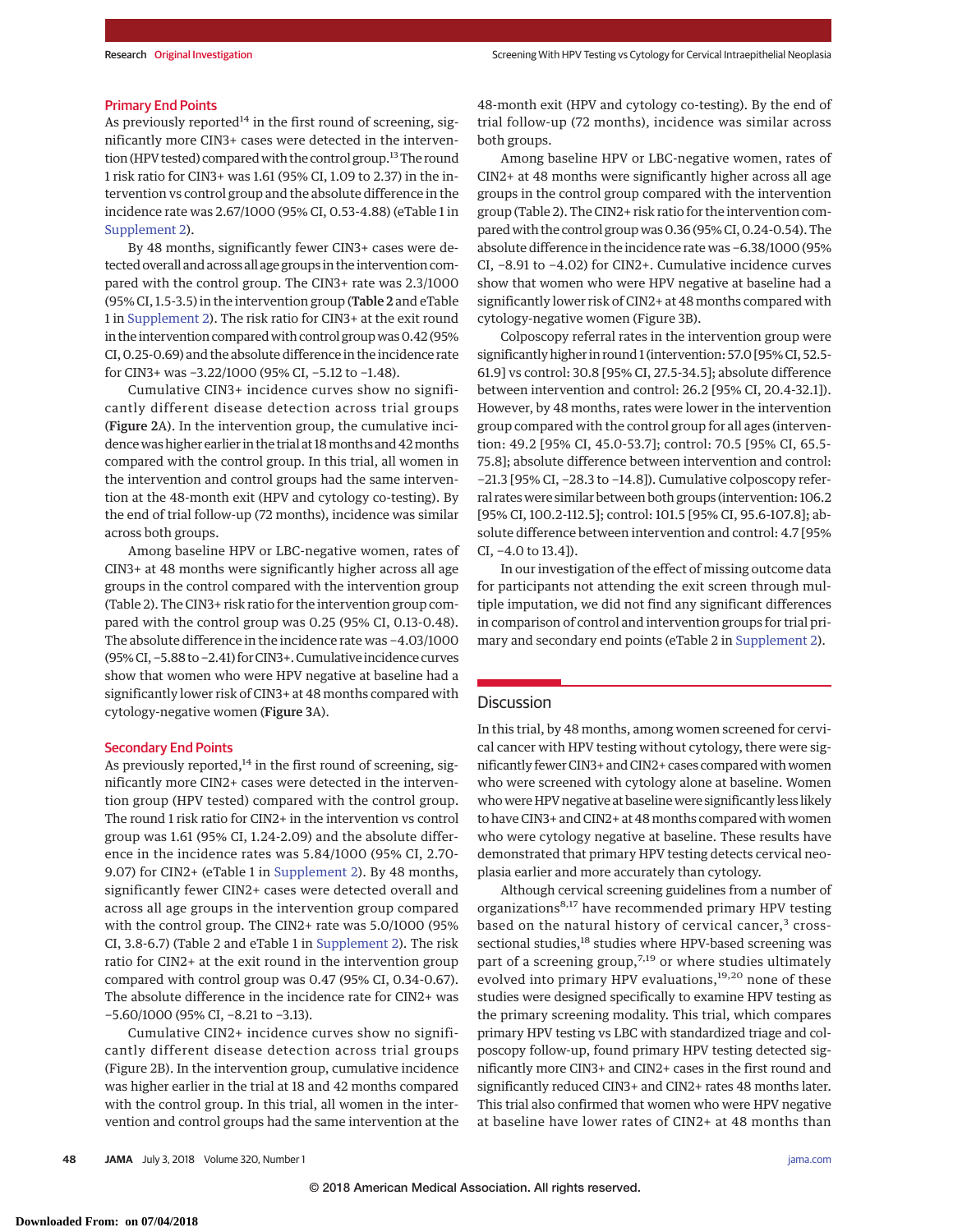## Primary End Points

As previously reported[14] in the first round of screening, significantly more CIN3+ cases were detected in the intervention (HPV tested) compared with the control group.[13] The round 1 risk ratio for CIN3+ was 1.61 (95% CI, 1.09 to 2.37) in the intervention vs control group and the absolute difference in the incidence rate was 2.67/1000 (95% CI, 0.53-4.88) (eTable 1 in Supplement 2).

By 48 months, significantly fewer CIN3+ cases were detected overall and across all age groups in the intervention compared with the control group. The CIN3+ rate was 2.3/1000 (95% CI, 1.5-3.5) in the intervention group (Table 2 and eTable 1 in Supplement 2). The risk ratio for CIN3+ at the exit round in the intervention compared with control group was 0.42 (95% CI, 0.25-0.69) and the absolute difference in the incidence rate for CIN3+ was −3.22/1000 (95% CI, −5.12 to −1.48).

Cumulative CIN3+ incidence curves show no significantly different disease detection across trial groups (Figure 2A). In the intervention group, the cumulative incidence was higher earlier in the trial at 18 months and 42 months compared with the control group. In this trial, all women in the intervention and control groups had the same intervention at the 48-month exit (HPV and cytology co-testing). By the end of trial follow-up (72 months), incidence was similar across both groups.

Among baseline HPV or LBC-negative women, rates of CIN3+ at 48 months were significantly higher across all age groups in the control compared with the intervention group (Table 2). The CIN3+ risk ratio for the intervention group compared with the control group was 0.25 (95% CI, 0.13-0.48). The absolute difference in the incidence rate was −4.03/1000 (95% CI, −5.88 to −2.41) for CIN3+. Cumulative incidence curves show that women who were HPV negative at baseline had a significantly lower risk of CIN3+ at 48 months compared with cytology-negative women (Figure 3A).

## Secondary End Points

As previously reported,[14] in the first round of screening, significantly more CIN2+ cases were detected in the intervention group (HPV tested) compared with the control group. The round 1 risk ratio for CIN2+ in the intervention vs control group was 1.61 (95% CI, 1.24-2.09) and the absolute difference in the incidence rates was 5.84/1000 (95% CI, 2.70-9.07) for CIN2+ (eTable 1 in Supplement 2). By 48 months, significantly fewer CIN2+ cases were detected overall and across all age groups in the intervention group compared with the control group. The CIN2+ rate was 5.0/1000 (95% CI, 3.8-6.7) (Table 2 and eTable 1 in Supplement 2). The risk ratio for CIN2+ at the exit round in the intervention group compared with control group was 0.47 (95% CI, 0.34-0.67). The absolute difference in the incidence rate for CIN2+ was −5.60/1000 (95% CI, −8.21 to −3.13).

Cumulative CIN2+ incidence curves show no significantly different disease detection across trial groups (Figure 2B). In the intervention group, cumulative incidence was higher earlier in the trial at 18 and 42 months compared with the control group. In this trial, all women in the intervention and control groups had the same intervention at the 48-month exit (HPV and cytology co-testing). By the end of trial follow-up (72 months), incidence was similar across both groups.

Among baseline HPV or LBC-negative women, rates of CIN2+ at 48 months were significantly higher across all age groups in the control group compared with the intervention group (Table 2). The CIN2+ risk ratio for the intervention compared with the control group was 0.36 (95% CI, 0.24-0.54). The absolute difference in the incidence rate was −6.38/1000 (95% CI, −8.91 to −4.02) for CIN2+. Cumulative incidence curves show that women who were HPV negative at baseline had a significantly lower risk of CIN2+ at 48 months compared with cytology-negative women (Figure 3B).

Colposcopy referral rates in the intervention group were significantly higher in round 1 (intervention: 57.0 [95% CI, 52.5-61.9] vs control: 30.8 [95% CI, 27.5-34.5]; absolute difference between intervention and control: 26.2 [95% CI, 20.4-32.1]). However, by 48 months, rates were lower in the intervention group compared with the control group for all ages (intervention: 49.2 [95% CI, 45.0-53.7]; control: 70.5 [95% CI, 65.5-75.8]; absolute difference between intervention and control: −21.3 [95% CI, −28.3 to −14.8]). Cumulative colposcopy referral rates were similar between both groups (intervention: 106.2 [95% CI, 100.2-112.5]; control: 101.5 [95% CI, 95.6-107.8]; absolute difference between intervention and control: 4.7 [95% CI, −4.0 to 13.4]).

In our investigation of the effect of missing outcome data for participants not attending the exit screen through multiple imputation, we did not find any significant differences in comparison of control and intervention groups for trial primary and secondary end points (eTable 2 in Supplement 2).

## Discussion

In this trial, by 48 months, among women screened for cervical cancer with HPV testing without cytology, there were significantly fewer CIN3+ and CIN2+ cases compared with women who were screened with cytology alone at baseline. Women who were HPV negative at baseline were significantly less likely to have CIN3+ and CIN2+ at 48 months compared with women who were cytology negative at baseline. These results have demonstrated that primary HPV testing detects cervical neoplasia earlier and more accurately than cytology.

Although cervical screening guidelines from a number of organizations[8,17] have recommended primary HPV testing based on the natural history of cervical cancer,[3] cross-sectional studies,[18] studies where HPV-based screening was part of a screening group,[7,19] or where studies ultimately evolved into primary HPV evaluations,[19,20] none of these studies were designed specifically to examine HPV testing as the primary screening modality. This trial, which compares primary HPV testing vs LBC with standardized triage and colposcopy follow-up, found primary HPV testing detected significantly more CIN3+ and CIN2+ cases in the first round and significantly reduced CIN3+ and CIN2+ rates 48 months later. This trial also confirmed that women who were HPV negative at baseline have lower rates of CIN2+ at 48 months than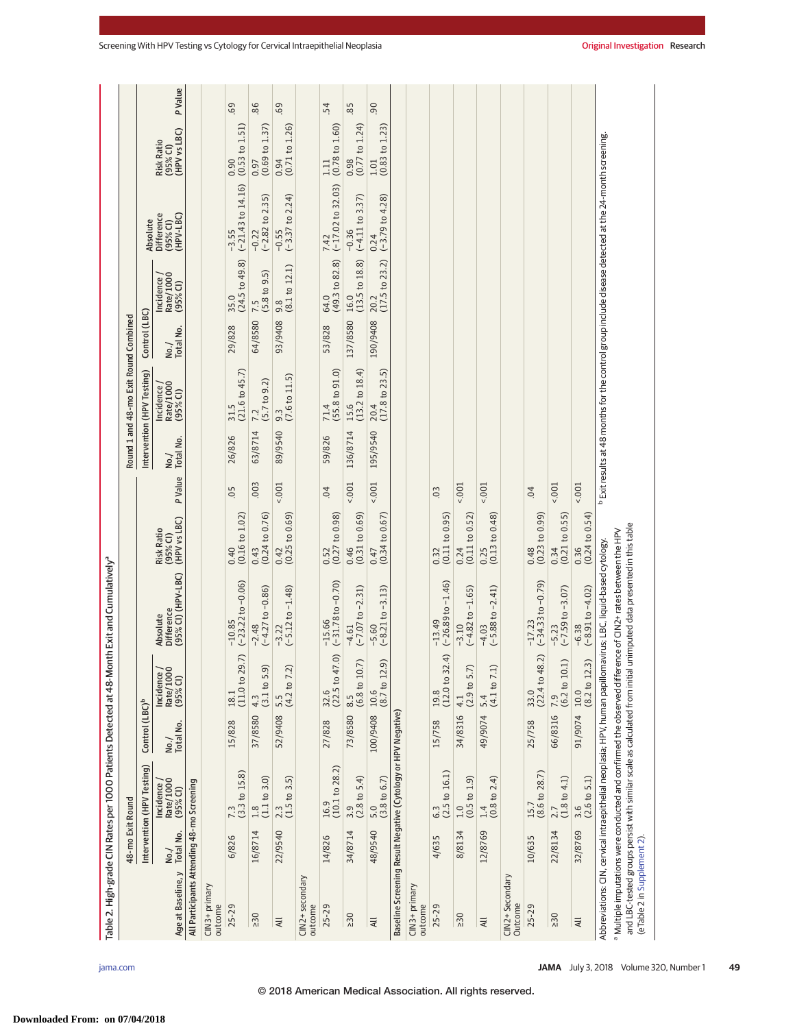Table 2. High-grade CIN Rates per 1000 Patients Detected at 48-Month Exit and Cumulatively[a]

| Age at Baseline, y | 48-mo Exit Round: Intervention (HPV Testing) No./Total No. | Incidence/Rate/1000 (95% CI) | Control (LBC)[b] No./Total No. | Incidence/Rate/1000 (95% CI) | Absolute Difference (95% CI) (HPV-LBC) | Risk Ratio (95% CI) (HPV vs LBC) | P Value | Round 1 and 48-mo Exit Round Combined: Intervention (HPV Testing) No./Total No. | Incidence/Rate/1000 (95% CI) | Control (LBC) No./Total No. | Incidence/Rate/1000 (95% CI) | Absolute Difference (95% CI) (HPV-LBC) | Risk Ratio (95% CI) (HPV vs LBC) | P Value |
|---|---|---|---|---|---|---|---|---|---|---|---|---|---|---|
| **All Participants Attending 48-mo Screening** | | | | | | | | | | | | | | |
| CIN3+ primary outcome | | | | | | | | | | | | | | |
| 25-29 | 6/826 | 7.3 (3.3 to 15.8) | 15/828 | 18.1 (11.0 to 29.7) | −10.85 (−23.22 to −0.06) | 0.40 (0.16 to 1.02) | .05 | 26/826 | 31.5 (21.6 to 45.7) | 29/828 | 35.0 (24.5 to 49.8) | −3.55 (−21.43 to 14.16) | 0.90 (0.53 to 1.51) | .69 |
| ≥30 | 16/8714 | 1.8 (1.1 to 3.0) | 37/8580 | 4.3 (3.1 to 5.9) | −2.48 (−4.27 to −0.86) | 0.43 (0.24 to 0.76) | .003 | 63/8714 | 7.2 (5.7 to 9.2) | 64/8580 | 7.5 (5.8 to 9.5) | −0.22 (−2.82 to 2.35) | 0.97 (0.69 to 1.37) | .86 |
| All | 22/9540 | 2.3 (1.5 to 3.5) | 52/9408 | 5.5 (4.2 to 7.2) | −3.22 (−5.12 to −1.48) | 0.42 (0.25 to 0.69) | <.001 | 89/9540 | 9.3 (7.6 to 11.5) | 93/9408 | 9.8 (8.1 to 12.1) | −0.55 (−3.37 to 2.24) | 0.94 (0.71 to 1.26) | .69 |
| CIN2+ secondary outcome | | | | | | | | | | | | | | |
| 25-29 | 14/826 | 16.9 (10.1 to 28.2) | 27/828 | 32.6 (22.5 to 47.0) | −15.66 (−31.78 to −0.70) | 0.52 (0.27 to 0.98) | .04 | 59/826 | 71.4 (55.8 to 91.0) | 53/828 | 64.0 (49.3 to 82.8) | 7.42 (−17.02 to 32.03) | 1.11 (0.78 to 1.60) | .54 |
| ≥30 | 34/8714 | 3.9 (2.8 to 5.4) | 73/8580 | 8.5 (6.8 to 10.7) | −4.61 (−7.07 to −2.31) | 0.46 (0.31 to 0.69) | <.001 | 136/8714 | 15.6 (13.2 to 18.4) | 137/8580 | 16.0 (13.5 to 18.8) | −0.36 (−4.11 to 3.37) | 0.98 (0.77 to 1.24) | .85 |
| All | 48/9540 | 5.0 (3.8 to 6.7) | 100/9408 | 10.6 (8.7 to 12.9) | −5.60 (−8.21 to −3.13) | 0.47 (0.34 to 0.67) | <.001 | 195/9540 | 20.4 (17.8 to 23.5) | 190/9408 | 20.2 (17.5 to 23.2) | 0.24 (−3.79 to 4.28) | 1.01 (0.83 to 1.23) | .90 |
| **Baseline Screening Result Negative (Cytology or HPV Negative)** | | | | | | | | | | | | | | |
| CIN3+ primary outcome | | | | | | | | | | | | | | |
| 25-29 | 4/635 | 6.3 (2.5 to 16.1) | 15/758 | 19.8 (12.0 to 32.4) | −13.49 (−26.89 to −1.46) | 0.32 (0.11 to 0.95) | .03 | | | | | | | |
| ≥30 | 8/8134 | 1.0 (0.5 to 1.9) | 34/8316 | 4.1 (2.9 to 5.7) | −3.10 (−4.82 to −1.65) | 0.24 (0.11 to 0.52) | <.001 | | | | | | | |
| All | 12/8769 | 1.4 (0.8 to 2.4) | 49/9074 | 5.4 (4.1 to 7.1) | −4.03 (−5.88 to −2.41) | 0.25 (0.13 to 0.48) | <.001 | | | | | | | |
| CIN2+ Secondary Outcome | | | | | | | | | | | | | | |
| 25-29 | 10/635 | 15.7 (8.6 to 28.7) | 25/758 | 33.0 (22.4 to 48.2) | −17.23 (−34.33 to −0.79) | 0.48 (0.23 to 0.99) | .04 | | | | | | | |
| ≥30 | 22/8134 | 2.7 (1.8 to 4.1) | 66/8316 | 7.9 (6.2 to 10.1) | −5.23 (−7.59 to −3.07) | 0.34 (0.21 to 0.55) | <.001 | | | | | | | |
| All | 32/8769 | 3.6 (2.6 to 5.1) | 91/9074 | 10.0 (8.2 to 12.3) | −6.38 (−8.91 to −4.02) | 0.36 (0.24 to 0.54) | <.001 | | | | | | | |

Abbreviations: CIN, cervical intraepithelial neoplasia; HPV, human papillomavirus; LBC, liquid-based cytology.

[a] Multiple imputations were conducted and confirmed the observed difference of CIN2+ rates between the HPV and LBC-tested groups persist with similar scale as calculated from initial unimputed data presented in this table (eTable 2 in Supplement 2).

[b] Exit results at 48 months for the control group include disease detected at the 24-month screening.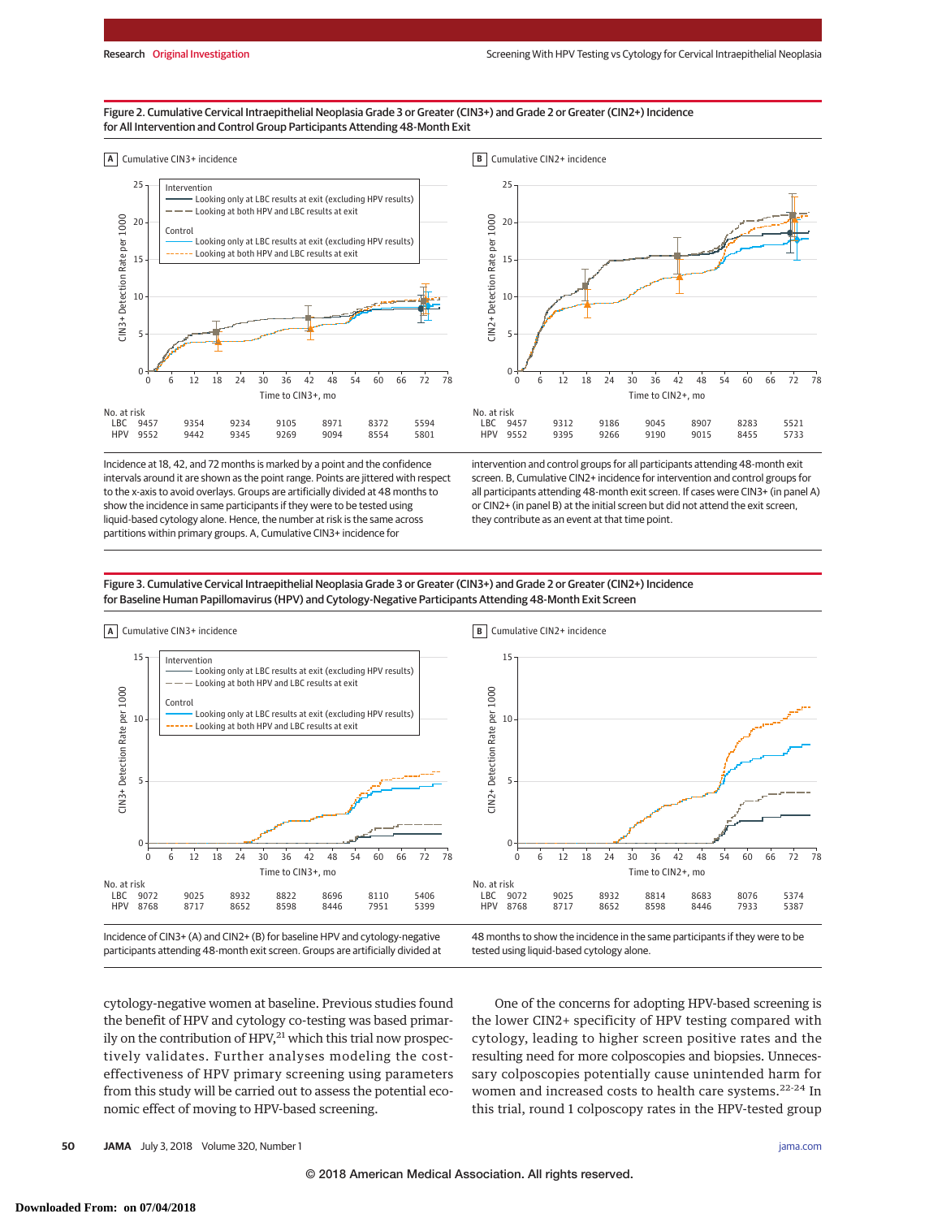Figure 2. Cumulative Cervical Intraepithelial Neoplasia Grade 3 or Greater (CIN3+) and Grade 2 or Greater (CIN2+) Incidence for All Intervention and Control Group Participants Attending 48-Month Exit

A Cumulative CIN3+ incidence

B Cumulative CIN2+ incidence

Intervention
- Looking only at LBC results at exit (excluding HPV results)
- Looking at both HPV and LBC results at exit

Control
- Looking only at LBC results at exit (excluding HPV results)
- Looking at both HPV and LBC results at exit

No. at risk (A, Time to CIN3+, mo)

| | 0 | 12 | 24 | 36 | 48 | 60 | 72 |
|---|---|---|---|---|---|---|---|
| LBC | 9457 | 9354 | 9234 | 9105 | 8971 | 8372 | 5594 |
| HPV | 9552 | 9442 | 9345 | 9269 | 9094 | 8554 | 5801 |

No. at risk (B, Time to CIN2+, mo)

| | 0 | 12 | 24 | 36 | 48 | 60 | 72 |
|---|---|---|---|---|---|---|---|
| LBC | 9457 | 9312 | 9186 | 9045 | 8907 | 8283 | 5521 |
| HPV | 9552 | 9395 | 9266 | 9190 | 9015 | 8455 | 5733 |

Incidence at 18, 42, and 72 months is marked by a point and the confidence intervals around it are shown as the point range. Points are jittered with respect to the x-axis to avoid overlays. Groups are artificially divided at 48 months to show the incidence in same participants if they were to be tested using liquid-based cytology alone. Hence, the number at risk is the same across partitions within primary groups. A, Cumulative CIN3+ incidence for intervention and control groups for all participants attending 48-month exit screen. B, Cumulative CIN2+ incidence for intervention and control groups for all participants attending 48-month exit screen. If cases were CIN3+ (in panel A) or CIN2+ (in panel B) at the initial screen but did not attend the exit screen, they contribute as an event at that time point.

Figure 3. Cumulative Cervical Intraepithelial Neoplasia Grade 3 or Greater (CIN3+) and Grade 2 or Greater (CIN2+) Incidence for Baseline Human Papillomavirus (HPV) and Cytology-Negative Participants Attending 48-Month Exit Screen

A Cumulative CIN3+ incidence

B Cumulative CIN2+ incidence

Intervention
- Looking only at LBC results at exit (excluding HPV results)
- Looking at both HPV and LBC results at exit

Control
- Looking only at LBC results at exit (excluding HPV results)
- Looking at both HPV and LBC results at exit

No. at risk (A, Time to CIN3+, mo)

| | 0 | 12 | 24 | 36 | 48 | 60 | 72 |
|---|---|---|---|---|---|---|---|
| LBC | 9072 | 9025 | 8932 | 8822 | 8696 | 8110 | 5406 |
| HPV | 8768 | 8717 | 8652 | 8598 | 8446 | 7951 | 5399 |

No. at risk (B, Time to CIN2+, mo)

| | 0 | 12 | 24 | 36 | 48 | 60 | 72 |
|---|---|---|---|---|---|---|---|
| LBC | 9072 | 9025 | 8932 | 8814 | 8683 | 8076 | 5374 |
| HPV | 8768 | 8717 | 8652 | 8598 | 8446 | 7933 | 5387 |

Incidence of CIN3+ (A) and CIN2+ (B) for baseline HPV and cytology-negative participants attending 48-month exit screen. Groups are artificially divided at 48 months to show the incidence in the same participants if they were to be tested using liquid-based cytology alone.

cytology-negative women at baseline. Previous studies found the benefit of HPV and cytology co-testing was based primarily on the contribution of HPV,[21] which this trial now prospectively validates. Further analyses modeling the cost-effectiveness of HPV primary screening using parameters from this study will be carried out to assess the potential economic effect of moving to HPV-based screening.

One of the concerns for adopting HPV-based screening is the lower CIN2+ specificity of HPV testing compared with cytology, leading to higher screen positive rates and the resulting need for more colposcopies and biopsies. Unnecessary colposcopies potentially cause unintended harm for women and increased costs to health care systems.[22-24] In this trial, round 1 colposcopy rates in the HPV-tested group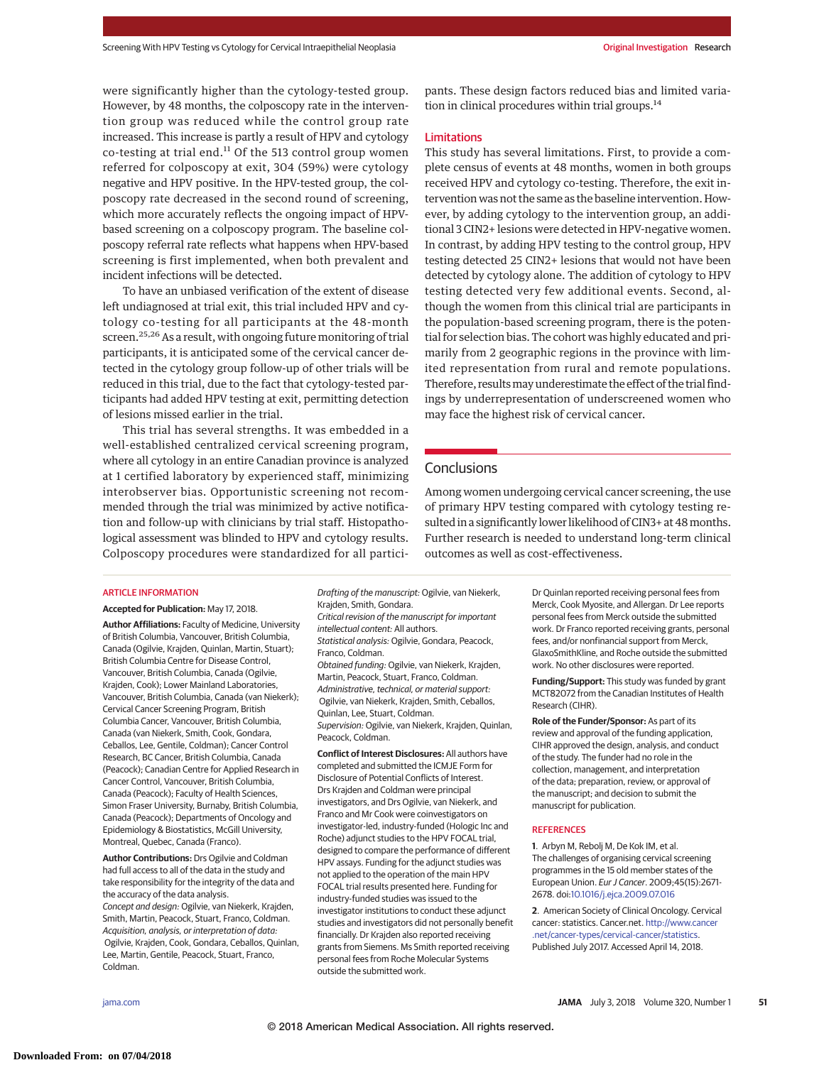were significantly higher than the cytology-tested group. However, by 48 months, the colposcopy rate in the intervention group was reduced while the control group rate increased. This increase is partly a result of HPV and cytology co-testing at trial end.[11] Of the 513 control group women referred for colposcopy at exit, 304 (59%) were cytology negative and HPV positive. In the HPV-tested group, the colposcopy rate decreased in the second round of screening, which more accurately reflects the ongoing impact of HPV-based screening on a colposcopy program. The baseline colposcopy referral rate reflects what happens when HPV-based screening is first implemented, when both prevalent and incident infections will be detected.

To have an unbiased verification of the extent of disease left undiagnosed at trial exit, this trial included HPV and cytology co-testing for all participants at the 48-month screen.[25,26] As a result, with ongoing future monitoring of trial participants, it is anticipated some of the cervical cancer detected in the cytology group follow-up of other trials will be reduced in this trial, due to the fact that cytology-tested participants had added HPV testing at exit, permitting detection of lesions missed earlier in the trial.

This trial has several strengths. It was embedded in a well-established centralized cervical screening program, where all cytology in an entire Canadian province is analyzed at 1 certified laboratory by experienced staff, minimizing interobserver bias. Opportunistic screening not recommended through the trial was minimized by active notification and follow-up with clinicians by trial staff. Histopathological assessment was blinded to HPV and cytology results. Colposcopy procedures were standardized for all participants. These design factors reduced bias and limited variation in clinical procedures within trial groups.[14]

### Limitations

This study has several limitations. First, to provide a complete census of events at 48 months, women in both groups received HPV and cytology co-testing. Therefore, the exit intervention was not the same as the baseline intervention. However, by adding cytology to the intervention group, an additional 3 CIN2+ lesions were detected in HPV-negative women. In contrast, by adding HPV testing to the control group, HPV testing detected 25 CIN2+ lesions that would not have been detected by cytology alone. The addition of cytology to HPV testing detected very few additional events. Second, although the women from this clinical trial are participants in the population-based screening program, there is the potential for selection bias. The cohort was highly educated and primarily from 2 geographic regions in the province with limited representation from rural and remote populations. Therefore, results may underestimate the effect of the trial findings by underrepresentation of underscreened women who may face the highest risk of cervical cancer.

## Conclusions

Among women undergoing cervical cancer screening, the use of primary HPV testing compared with cytology testing resulted in a significantly lower likelihood of CIN3+ at 48 months. Further research is needed to understand long-term clinical outcomes as well as cost-effectiveness.

### ARTICLE INFORMATION

**Accepted for Publication:** May 17, 2018.

**Author Affiliations:** Faculty of Medicine, University of British Columbia, Vancouver, British Columbia, Canada (Ogilvie, Krajden, Quinlan, Martin, Stuart); British Columbia Centre for Disease Control, Vancouver, British Columbia, Canada (Ogilvie, Krajden, Cook); Lower Mainland Laboratories, Vancouver, British Columbia, Canada (van Niekerk); Cervical Cancer Screening Program, British Columbia Cancer, Vancouver, British Columbia, Canada (van Niekerk, Smith, Cook, Gondara, Ceballos, Lee, Gentile, Coldman); Cancer Control Research, BC Cancer, British Columbia, Canada (Peacock); Canadian Centre for Applied Research in Cancer Control, Vancouver, British Columbia, Canada (Peacock); Faculty of Health Sciences, Simon Fraser University, Burnaby, British Columbia, Canada (Peacock); Departments of Oncology and Epidemiology & Biostatistics, McGill University, Montreal, Quebec, Canada (Franco).

**Author Contributions:** Drs Ogilvie and Coldman had full access to all of the data in the study and take responsibility for the integrity of the data and the accuracy of the data analysis.
*Concept and design:* Ogilvie, van Niekerk, Krajden, Smith, Martin, Peacock, Stuart, Franco, Coldman.
*Acquisition, analysis, or interpretation of data:* Ogilvie, Krajden, Cook, Gondara, Ceballos, Quinlan, Lee, Martin, Gentile, Peacock, Stuart, Franco, Coldman.
*Drafting of the manuscript:* Ogilvie, van Niekerk, Krajden, Smith, Gondara.
*Critical revision of the manuscript for important intellectual content:* All authors.
*Statistical analysis:* Ogilvie, Gondara, Peacock, Franco, Coldman.
*Obtained funding:* Ogilvie, van Niekerk, Krajden, Martin, Peacock, Stuart, Franco, Coldman.
*Administrative, technical, or material support:* Ogilvie, van Niekerk, Krajden, Smith, Ceballos, Quinlan, Lee, Stuart, Coldman.
*Supervision:* Ogilvie, van Niekerk, Krajden, Quinlan, Peacock, Coldman.

**Conflict of Interest Disclosures:** All authors have completed and submitted the ICMJE Form for Disclosure of Potential Conflicts of Interest. Drs Krajden and Coldman were principal investigators, and Drs Ogilvie, van Niekerk, and Franco and Mr Cook were coinvestigators on investigator-led, industry-funded (Hologic Inc and Roche) adjunct studies to the HPV FOCAL trial, designed to compare the performance of different HPV assays. Funding for the adjunct studies was not applied to the operation of the main HPV FOCAL trial results presented here. Funding for industry-funded studies was issued to the investigator institutions to conduct these adjunct studies and investigators did not personally benefit financially. Dr Krajden also reported receiving grants from Siemens. Ms Smith reported receiving personal fees from Roche Molecular Systems outside the submitted work. Dr Quinlan reported receiving personal fees from Merck, Cook Myosite, and Allergan. Dr Lee reports personal fees from Merck outside the submitted work. Dr Franco reported receiving grants, personal fees, and/or nonfinancial support from Merck, GlaxoSmithKline, and Roche outside the submitted work. No other disclosures were reported.

**Funding/Support:** This study was funded by grant MCT82072 from the Canadian Institutes of Health Research (CIHR).

**Role of the Funder/Sponsor:** As part of its review and approval of the funding application, CIHR approved the design, analysis, and conduct of the study. The funder had no role in the collection, management, and interpretation of the data; preparation, review, or approval of the manuscript; and decision to submit the manuscript for publication.

### REFERENCES

1. Arbyn M, Rebolj M, De Kok IM, et al. The challenges of organising cervical screening programmes in the 15 old member states of the European Union. *Eur J Cancer*. 2009;45(15):2671-2678. doi:10.1016/j.ejca.2009.07.016

2. American Society of Clinical Oncology. Cervical cancer: statistics. Cancer.net. http://www.cancer.net/cancer-types/cervical-cancer/statistics. Published July 2017. Accessed April 14, 2018.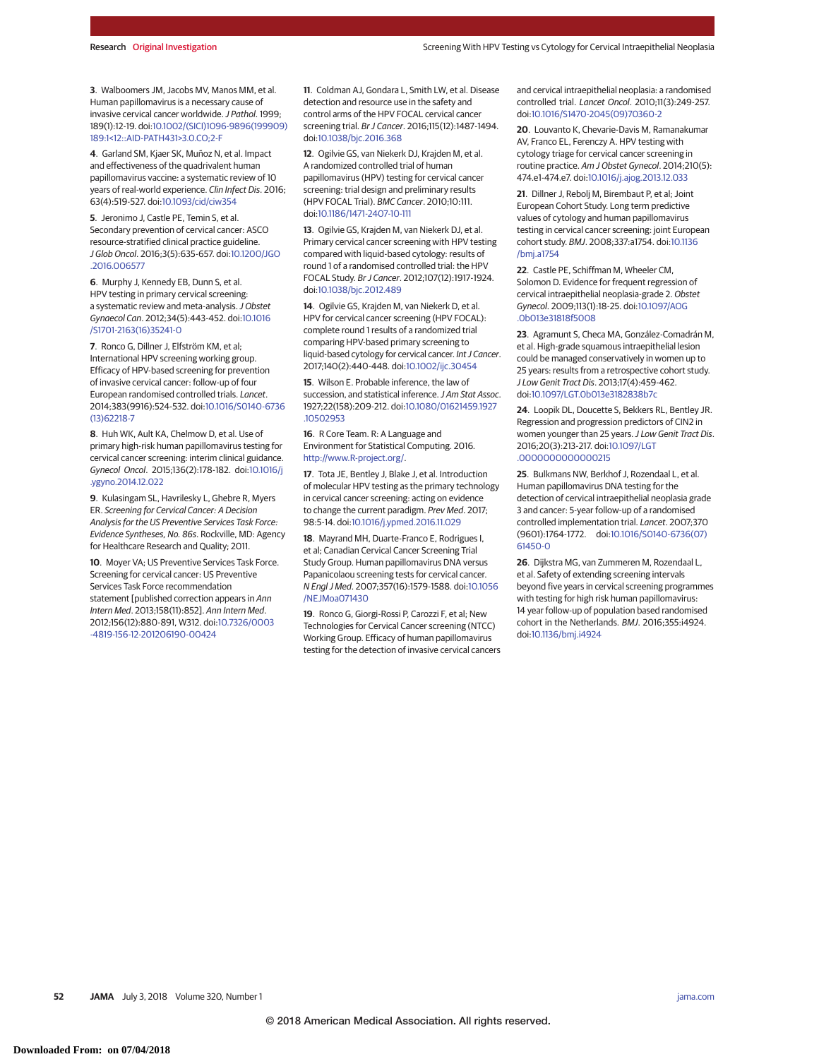3. Walboomers JM, Jacobs MV, Manos MM, et al. Human papillomavirus is a necessary cause of invasive cervical cancer worldwide. *J Pathol*. 1999;189(1):12-19. doi:10.1002/(SICI)1096-9896(199909)189:1<12::AID-PATH431>3.0.CO;2-F

4. Garland SM, Kjaer SK, Muñoz N, et al. Impact and effectiveness of the quadrivalent human papillomavirus vaccine: a systematic review of 10 years of real-world experience. *Clin Infect Dis*. 2016;63(4):519-527. doi:10.1093/cid/ciw354

5. Jeronimo J, Castle PE, Temin S, et al. Secondary prevention of cervical cancer: ASCO resource-stratified clinical practice guideline. *J Glob Oncol*. 2016;3(5):635-657. doi:10.1200/JGO.2016.006577

6. Murphy J, Kennedy EB, Dunn S, et al. HPV testing in primary cervical screening: a systematic review and meta-analysis. *J Obstet Gynaecol Can*. 2012;34(5):443-452. doi:10.1016/S1701-2163(16)35241-0

7. Ronco G, Dillner J, Elfström KM, et al; International HPV screening working group. Efficacy of HPV-based screening for prevention of invasive cervical cancer: follow-up of four European randomised controlled trials. *Lancet*. 2014;383(9916):524-532. doi:10.1016/S0140-6736(13)62218-7

8. Huh WK, Ault KA, Chelmow D, et al. Use of primary high-risk human papillomavirus testing for cervical cancer screening: interim clinical guidance. *Gynecol Oncol*. 2015;136(2):178-182. doi:10.1016/j.ygyno.2014.12.022

9. Kulasingam SL, Havrilesky L, Ghebre R, Myers ER. *Screening for Cervical Cancer: A Decision Analysis for the US Preventive Services Task Force: Evidence Syntheses, No. 86s*. Rockville, MD: Agency for Healthcare Research and Quality; 2011.

10. Moyer VA; US Preventive Services Task Force. Screening for cervical cancer: US Preventive Services Task Force recommendation statement [published correction appears in *Ann Intern Med*. 2013;158(11):852]. *Ann Intern Med*. 2012;156(12):880-891, W312. doi:10.7326/0003-4819-156-12-201206190-00424

11. Coldman AJ, Gondara L, Smith LW, et al. Disease detection and resource use in the safety and control arms of the HPV FOCAL cervical cancer screening trial. *Br J Cancer*. 2016;115(12):1487-1494. doi:10.1038/bjc.2016.368

12. Ogilvie GS, van Niekerk DJ, Krajden M, et al. A randomized controlled trial of human papillomavirus (HPV) testing for cervical cancer screening: trial design and preliminary results (HPV FOCAL Trial). *BMC Cancer*. 2010;10:111. doi:10.1186/1471-2407-10-111

13. Ogilvie GS, Krajden M, van Niekerk DJ, et al. Primary cervical cancer screening with HPV testing compared with liquid-based cytology: results of round 1 of a randomised controlled trial: the HPV FOCAL Study. *Br J Cancer*. 2012;107(12):1917-1924. doi:10.1038/bjc.2012.489

14. Ogilvie GS, Krajden M, van Niekerk D, et al. HPV for cervical cancer screening (HPV FOCAL): complete round 1 results of a randomized trial comparing HPV-based primary screening to liquid-based cytology for cervical cancer. *Int J Cancer*. 2017;140(2):440-448. doi:10.1002/ijc.30454

15. Wilson E. Probable inference, the law of succession, and statistical inference. *J Am Stat Assoc*. 1927;22(158):209-212. doi:10.1080/01621459.1927.10502953

16. R Core Team. R: A Language and Environment for Statistical Computing. 2016. http://www.R-project.org/.

17. Tota JE, Bentley J, Blake J, et al. Introduction of molecular HPV testing as the primary technology in cervical cancer screening: acting on evidence to change the current paradigm. *Prev Med*. 2017;98:5-14. doi:10.1016/j.ypmed.2016.11.029

18. Mayrand MH, Duarte-Franco E, Rodrigues I, et al; Canadian Cervical Cancer Screening Trial Study Group. Human papillomavirus DNA versus Papanicolaou screening tests for cervical cancer. *N Engl J Med*. 2007;357(16):1579-1588. doi:10.1056/NEJMoa071430

19. Ronco G, Giorgi-Rossi P, Carozzi F, et al; New Technologies for Cervical Cancer screening (NTCC) Working Group. Efficacy of human papillomavirus testing for the detection of invasive cervical cancers and cervical intraepithelial neoplasia: a randomised controlled trial. *Lancet Oncol*. 2010;11(3):249-257. doi:10.1016/S1470-2045(09)70360-2

20. Louvanto K, Chevarie-Davis M, Ramanakumar AV, Franco EL, Ferenczy A. HPV testing with cytology triage for cervical cancer screening in routine practice. *Am J Obstet Gynecol*. 2014;210(5):474.e1-474.e7. doi:10.1016/j.ajog.2013.12.033

21. Dillner J, Rebolj M, Birembaut P, et al; Joint European Cohort Study. Long term predictive values of cytology and human papillomavirus testing in cervical cancer screening: joint European cohort study. *BMJ*. 2008;337:a1754. doi:10.1136/bmj.a1754

22. Castle PE, Schiffman M, Wheeler CM, Solomon D. Evidence for frequent regression of cervical intraepithelial neoplasia-grade 2. *Obstet Gynecol*. 2009;113(1):18-25. doi:10.1097/AOG.0b013e31818f5008

23. Agramunt S, Checa MA, González-Comadrán M, et al. High-grade squamous intraepithelial lesion could be managed conservatively in women up to 25 years: results from a retrospective cohort study. *J Low Genit Tract Dis*. 2013;17(4):459-462. doi:10.1097/LGT.0b013e3182838b7c

24. Loopik DL, Doucette S, Bekkers RL, Bentley JR. Regression and progression predictors of CIN2 in women younger than 25 years. *J Low Genit Tract Dis*. 2016;20(3):213-217. doi:10.1097/LGT.0000000000000215

25. Bulkmans NW, Berkhof J, Rozendaal L, et al. Human papillomavirus DNA testing for the detection of cervical intraepithelial neoplasia grade 3 and cancer: 5-year follow-up of a randomised controlled implementation trial. *Lancet*. 2007;370(9601):1764-1772. doi:10.1016/S0140-6736(07)61450-0

26. Dijkstra MG, van Zummeren M, Rozendaal L, et al. Safety of extending screening intervals beyond five years in cervical screening programmes with testing for high risk human papillomavirus: 14 year follow-up of population based randomised cohort in the Netherlands. *BMJ*. 2016;355:i4924. doi:10.1136/bmj.i4924